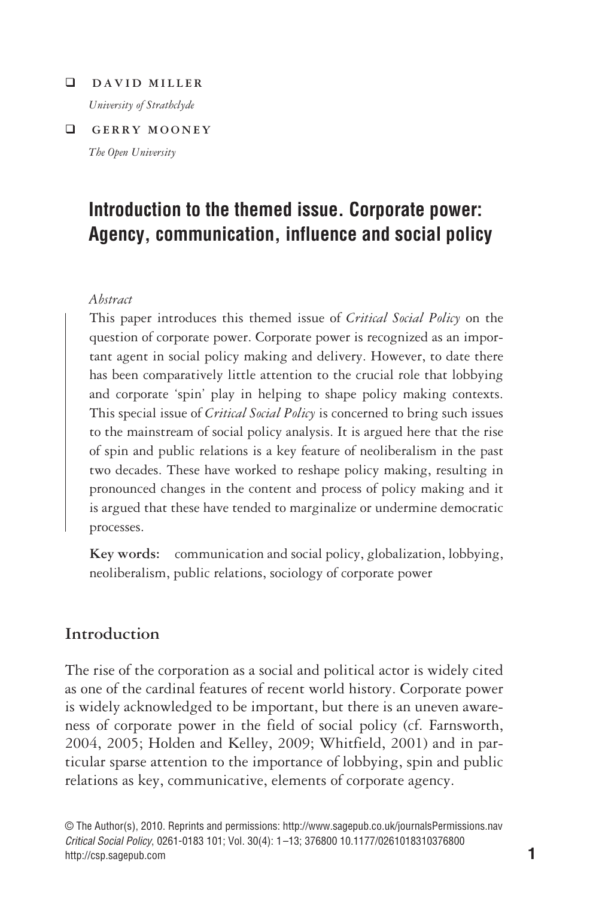**DAVID MILLER**
*University of Strathclyde*

**GERRY MOONEY**
*The Open University*

# Introduction to the themed issue. Corporate power: Agency, communication, influence and social policy

*Abstract*

This paper introduces this themed issue of *Critical Social Policy* on the question of corporate power. Corporate power is recognized as an important agent in social policy making and delivery. However, to date there has been comparatively little attention to the crucial role that lobbying and corporate 'spin' play in helping to shape policy making contexts. This special issue of *Critical Social Policy* is concerned to bring such issues to the mainstream of social policy analysis. It is argued here that the rise of spin and public relations is a key feature of neoliberalism in the past two decades. These have worked to reshape policy making, resulting in pronounced changes in the content and process of policy making and it is argued that these have tended to marginalize or undermine democratic processes.

**Key words:** communication and social policy, globalization, lobbying, neoliberalism, public relations, sociology of corporate power

## Introduction

The rise of the corporation as a social and political actor is widely cited as one of the cardinal features of recent world history. Corporate power is widely acknowledged to be important, but there is an uneven awareness of corporate power in the field of social policy (cf. Farnsworth, 2004, 2005; Holden and Kelley, 2009; Whitfield, 2001) and in particular sparse attention to the importance of lobbying, spin and public relations as key, communicative, elements of corporate agency.

© The Author(s), 2010. Reprints and permissions: http://www.sagepub.co.uk/journalsPermissions.nav
*Critical Social Policy*, 0261-0183 101; Vol. 30(4): 1–13; 376800 10.1177/0261018310376800
http://csp.sagepub.com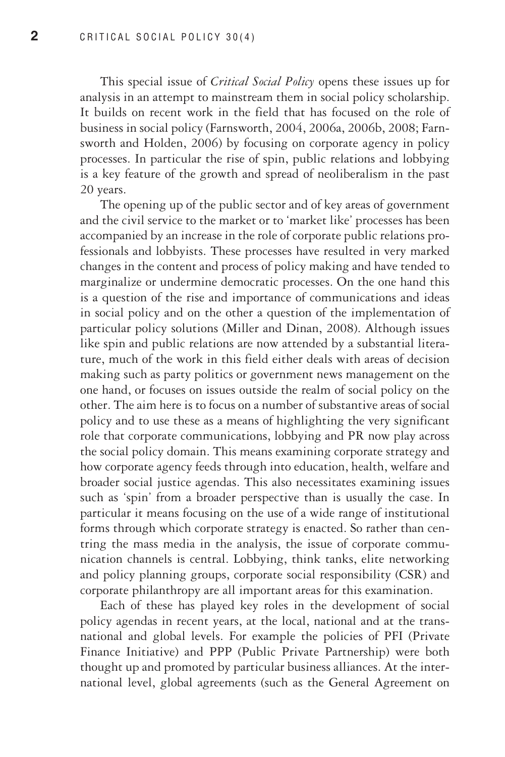This special issue of *Critical Social Policy* opens these issues up for analysis in an attempt to mainstream them in social policy scholarship. It builds on recent work in the field that has focused on the role of business in social policy (Farnsworth, 2004, 2006a, 2006b, 2008; Farnsworth and Holden, 2006) by focusing on corporate agency in policy processes. In particular the rise of spin, public relations and lobbying is a key feature of the growth and spread of neoliberalism in the past 20 years.

The opening up of the public sector and of key areas of government and the civil service to the market or to 'market like' processes has been accompanied by an increase in the role of corporate public relations professionals and lobbyists. These processes have resulted in very marked changes in the content and process of policy making and have tended to marginalize or undermine democratic processes. On the one hand this is a question of the rise and importance of communications and ideas in social policy and on the other a question of the implementation of particular policy solutions (Miller and Dinan, 2008). Although issues like spin and public relations are now attended by a substantial literature, much of the work in this field either deals with areas of decision making such as party politics or government news management on the one hand, or focuses on issues outside the realm of social policy on the other. The aim here is to focus on a number of substantive areas of social policy and to use these as a means of highlighting the very significant role that corporate communications, lobbying and PR now play across the social policy domain. This means examining corporate strategy and how corporate agency feeds through into education, health, welfare and broader social justice agendas. This also necessitates examining issues such as 'spin' from a broader perspective than is usually the case. In particular it means focusing on the use of a wide range of institutional forms through which corporate strategy is enacted. So rather than centring the mass media in the analysis, the issue of corporate communication channels is central. Lobbying, think tanks, elite networking and policy planning groups, corporate social responsibility (CSR) and corporate philanthropy are all important areas for this examination.

Each of these has played key roles in the development of social policy agendas in recent years, at the local, national and at the transnational and global levels. For example the policies of PFI (Private Finance Initiative) and PPP (Public Private Partnership) were both thought up and promoted by particular business alliances. At the international level, global agreements (such as the General Agreement on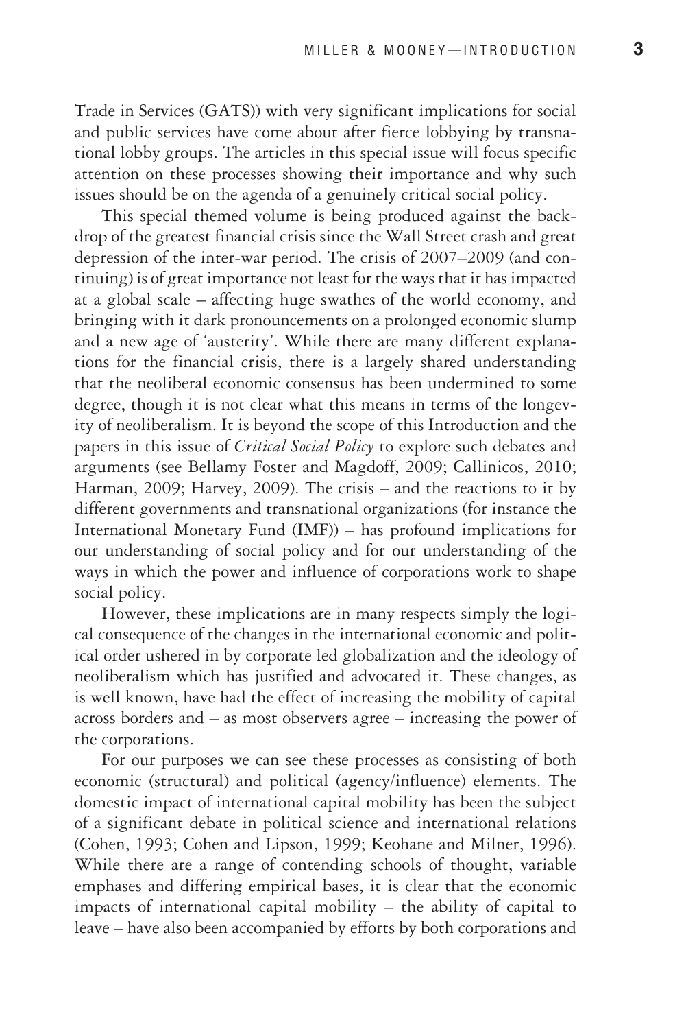Trade in Services (GATS)) with very significant implications for social and public services have come about after fierce lobbying by transnational lobby groups. The articles in this special issue will focus specific attention on these processes showing their importance and why such issues should be on the agenda of a genuinely critical social policy.

This special themed volume is being produced against the backdrop of the greatest financial crisis since the Wall Street crash and great depression of the inter-war period. The crisis of 2007–2009 (and continuing) is of great importance not least for the ways that it has impacted at a global scale – affecting huge swathes of the world economy, and bringing with it dark pronouncements on a prolonged economic slump and a new age of 'austerity'. While there are many different explanations for the financial crisis, there is a largely shared understanding that the neoliberal economic consensus has been undermined to some degree, though it is not clear what this means in terms of the longevity of neoliberalism. It is beyond the scope of this Introduction and the papers in this issue of *Critical Social Policy* to explore such debates and arguments (see Bellamy Foster and Magdoff, 2009; Callinicos, 2010; Harman, 2009; Harvey, 2009). The crisis – and the reactions to it by different governments and transnational organizations (for instance the International Monetary Fund (IMF)) – has profound implications for our understanding of social policy and for our understanding of the ways in which the power and influence of corporations work to shape social policy.

However, these implications are in many respects simply the logical consequence of the changes in the international economic and political order ushered in by corporate led globalization and the ideology of neoliberalism which has justified and advocated it. These changes, as is well known, have had the effect of increasing the mobility of capital across borders and – as most observers agree – increasing the power of the corporations.

For our purposes we can see these processes as consisting of both economic (structural) and political (agency/influence) elements. The domestic impact of international capital mobility has been the subject of a significant debate in political science and international relations (Cohen, 1993; Cohen and Lipson, 1999; Keohane and Milner, 1996). While there are a range of contending schools of thought, variable emphases and differing empirical bases, it is clear that the economic impacts of international capital mobility – the ability of capital to leave – have also been accompanied by efforts by both corporations and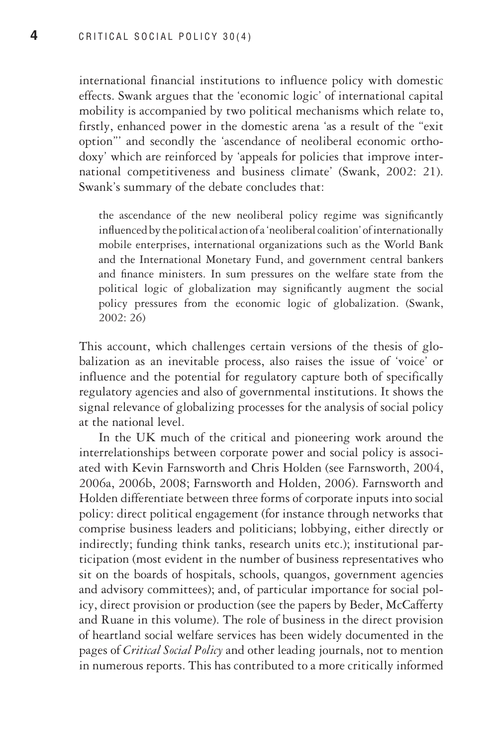international financial institutions to influence policy with domestic effects. Swank argues that the 'economic logic' of international capital mobility is accompanied by two political mechanisms which relate to, firstly, enhanced power in the domestic arena 'as a result of the "exit option"' and secondly the 'ascendance of neoliberal economic orthodoxy' which are reinforced by 'appeals for policies that improve international competitiveness and business climate' (Swank, 2002: 21). Swank's summary of the debate concludes that:

> the ascendance of the new neoliberal policy regime was significantly influenced by the political action of a 'neoliberal coalition' of internationally mobile enterprises, international organizations such as the World Bank and the International Monetary Fund, and government central bankers and finance ministers. In sum pressures on the welfare state from the political logic of globalization may significantly augment the social policy pressures from the economic logic of globalization. (Swank, 2002: 26)

This account, which challenges certain versions of the thesis of globalization as an inevitable process, also raises the issue of 'voice' or influence and the potential for regulatory capture both of specifically regulatory agencies and also of governmental institutions. It shows the signal relevance of globalizing processes for the analysis of social policy at the national level.

In the UK much of the critical and pioneering work around the interrelationships between corporate power and social policy is associated with Kevin Farnsworth and Chris Holden (see Farnsworth, 2004, 2006a, 2006b, 2008; Farnsworth and Holden, 2006). Farnsworth and Holden differentiate between three forms of corporate inputs into social policy: direct political engagement (for instance through networks that comprise business leaders and politicians; lobbying, either directly or indirectly; funding think tanks, research units etc.); institutional participation (most evident in the number of business representatives who sit on the boards of hospitals, schools, quangos, government agencies and advisory committees); and, of particular importance for social policy, direct provision or production (see the papers by Beder, McCafferty and Ruane in this volume). The role of business in the direct provision of heartland social welfare services has been widely documented in the pages of *Critical Social Policy* and other leading journals, not to mention in numerous reports. This has contributed to a more critically informed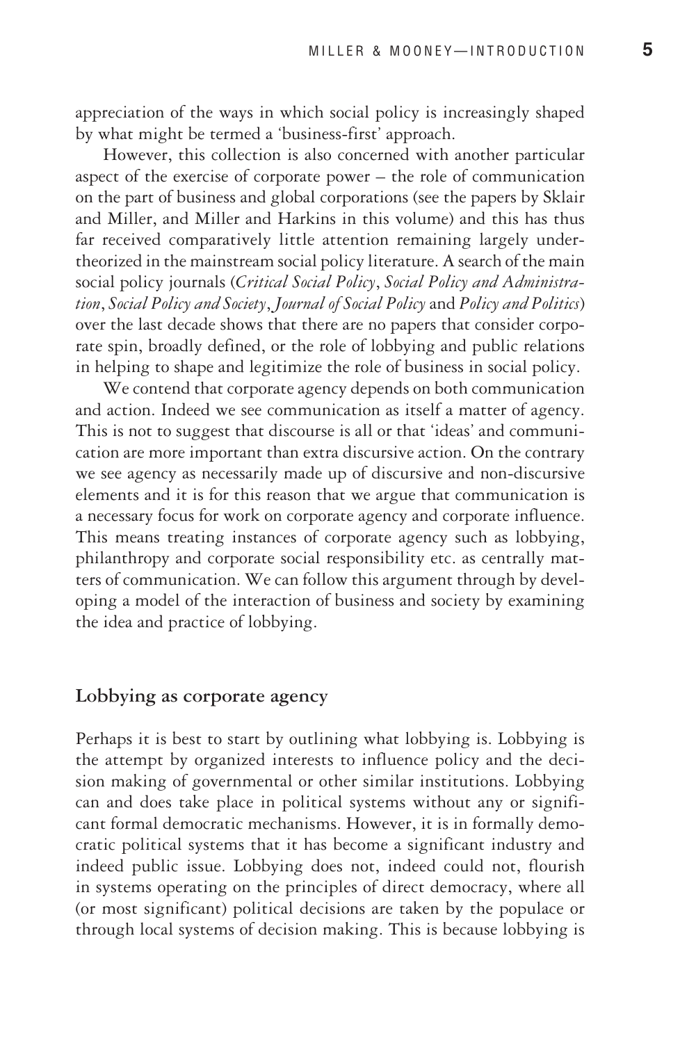appreciation of the ways in which social policy is increasingly shaped by what might be termed a 'business-first' approach.

However, this collection is also concerned with another particular aspect of the exercise of corporate power – the role of communication on the part of business and global corporations (see the papers by Sklair and Miller, and Miller and Harkins in this volume) and this has thus far received comparatively little attention remaining largely undertheorized in the mainstream social policy literature. A search of the main social policy journals (*Critical Social Policy*, *Social Policy and Administration*, *Social Policy and Society*, *Journal of Social Policy* and *Policy and Politics*) over the last decade shows that there are no papers that consider corporate spin, broadly defined, or the role of lobbying and public relations in helping to shape and legitimize the role of business in social policy.

We contend that corporate agency depends on both communication and action. Indeed we see communication as itself a matter of agency. This is not to suggest that discourse is all or that 'ideas' and communication are more important than extra discursive action. On the contrary we see agency as necessarily made up of discursive and non-discursive elements and it is for this reason that we argue that communication is a necessary focus for work on corporate agency and corporate influence. This means treating instances of corporate agency such as lobbying, philanthropy and corporate social responsibility etc. as centrally matters of communication. We can follow this argument through by developing a model of the interaction of business and society by examining the idea and practice of lobbying.

## Lobbying as corporate agency

Perhaps it is best to start by outlining what lobbying is. Lobbying is the attempt by organized interests to influence policy and the decision making of governmental or other similar institutions. Lobbying can and does take place in political systems without any or significant formal democratic mechanisms. However, it is in formally democratic political systems that it has become a significant industry and indeed public issue. Lobbying does not, indeed could not, flourish in systems operating on the principles of direct democracy, where all (or most significant) political decisions are taken by the populace or through local systems of decision making. This is because lobbying is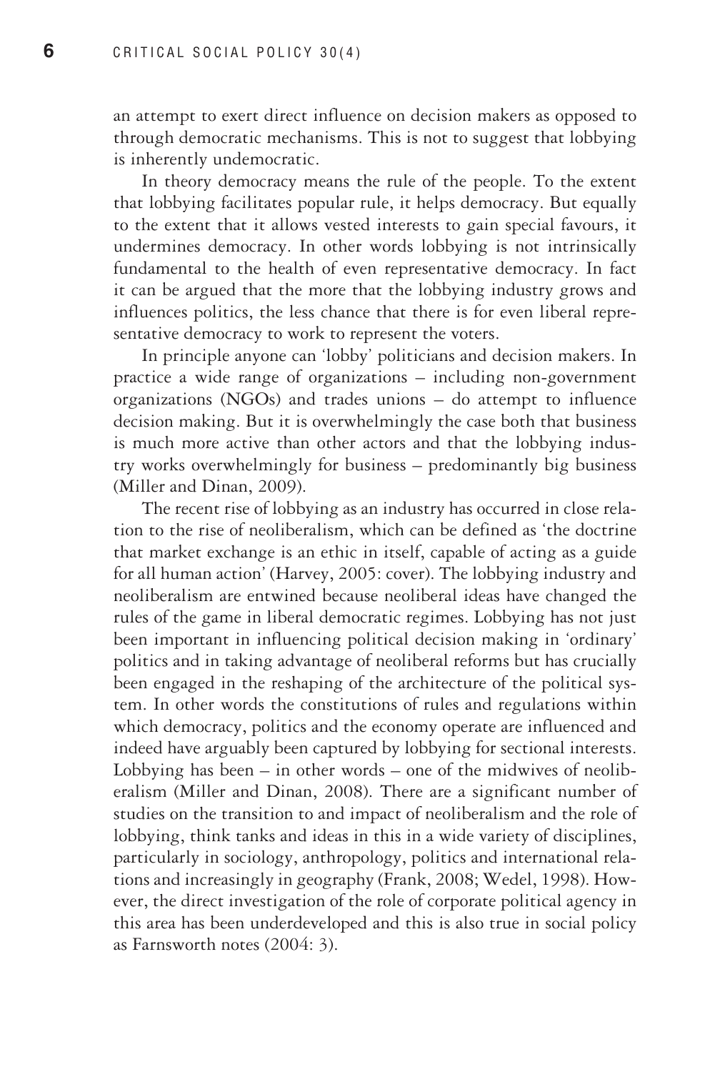an attempt to exert direct influence on decision makers as opposed to through democratic mechanisms. This is not to suggest that lobbying is inherently undemocratic.

In theory democracy means the rule of the people. To the extent that lobbying facilitates popular rule, it helps democracy. But equally to the extent that it allows vested interests to gain special favours, it undermines democracy. In other words lobbying is not intrinsically fundamental to the health of even representative democracy. In fact it can be argued that the more that the lobbying industry grows and influences politics, the less chance that there is for even liberal representative democracy to work to represent the voters.

In principle anyone can 'lobby' politicians and decision makers. In practice a wide range of organizations – including non-government organizations (NGOs) and trades unions – do attempt to influence decision making. But it is overwhelmingly the case both that business is much more active than other actors and that the lobbying industry works overwhelmingly for business – predominantly big business (Miller and Dinan, 2009).

The recent rise of lobbying as an industry has occurred in close relation to the rise of neoliberalism, which can be defined as 'the doctrine that market exchange is an ethic in itself, capable of acting as a guide for all human action' (Harvey, 2005: cover). The lobbying industry and neoliberalism are entwined because neoliberal ideas have changed the rules of the game in liberal democratic regimes. Lobbying has not just been important in influencing political decision making in 'ordinary' politics and in taking advantage of neoliberal reforms but has crucially been engaged in the reshaping of the architecture of the political system. In other words the constitutions of rules and regulations within which democracy, politics and the economy operate are influenced and indeed have arguably been captured by lobbying for sectional interests. Lobbying has been – in other words – one of the midwives of neoliberalism (Miller and Dinan, 2008). There are a significant number of studies on the transition to and impact of neoliberalism and the role of lobbying, think tanks and ideas in this in a wide variety of disciplines, particularly in sociology, anthropology, politics and international relations and increasingly in geography (Frank, 2008; Wedel, 1998). However, the direct investigation of the role of corporate political agency in this area has been underdeveloped and this is also true in social policy as Farnsworth notes (2004: 3).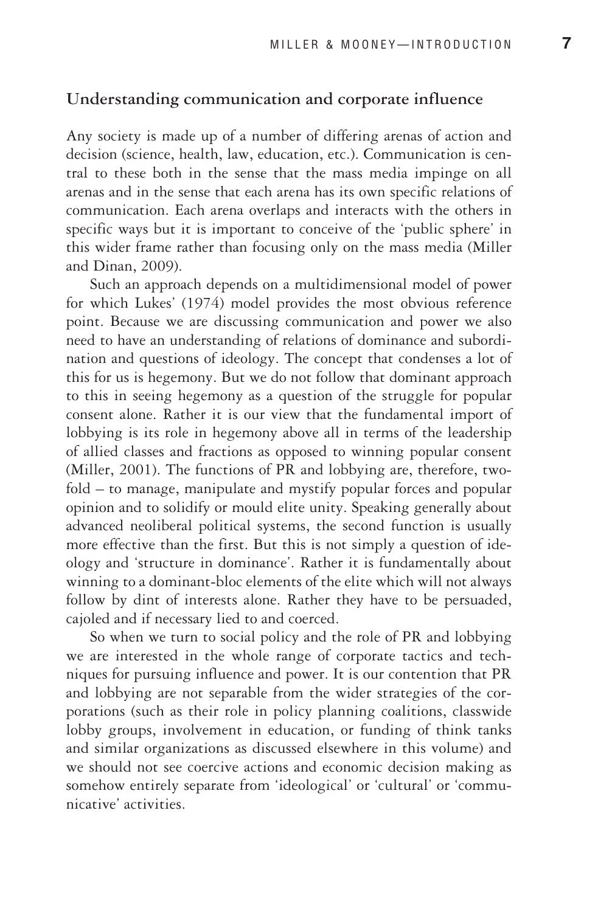## Understanding communication and corporate influence

Any society is made up of a number of differing arenas of action and decision (science, health, law, education, etc.). Communication is central to these both in the sense that the mass media impinge on all arenas and in the sense that each arena has its own specific relations of communication. Each arena overlaps and interacts with the others in specific ways but it is important to conceive of the 'public sphere' in this wider frame rather than focusing only on the mass media (Miller and Dinan, 2009).

Such an approach depends on a multidimensional model of power for which Lukes' (1974) model provides the most obvious reference point. Because we are discussing communication and power we also need to have an understanding of relations of dominance and subordination and questions of ideology. The concept that condenses a lot of this for us is hegemony. But we do not follow that dominant approach to this in seeing hegemony as a question of the struggle for popular consent alone. Rather it is our view that the fundamental import of lobbying is its role in hegemony above all in terms of the leadership of allied classes and fractions as opposed to winning popular consent (Miller, 2001). The functions of PR and lobbying are, therefore, twofold – to manage, manipulate and mystify popular forces and popular opinion and to solidify or mould elite unity. Speaking generally about advanced neoliberal political systems, the second function is usually more effective than the first. But this is not simply a question of ideology and 'structure in dominance'. Rather it is fundamentally about winning to a dominant-bloc elements of the elite which will not always follow by dint of interests alone. Rather they have to be persuaded, cajoled and if necessary lied to and coerced.

So when we turn to social policy and the role of PR and lobbying we are interested in the whole range of corporate tactics and techniques for pursuing influence and power. It is our contention that PR and lobbying are not separable from the wider strategies of the corporations (such as their role in policy planning coalitions, classwide lobby groups, involvement in education, or funding of think tanks and similar organizations as discussed elsewhere in this volume) and we should not see coercive actions and economic decision making as somehow entirely separate from 'ideological' or 'cultural' or 'communicative' activities.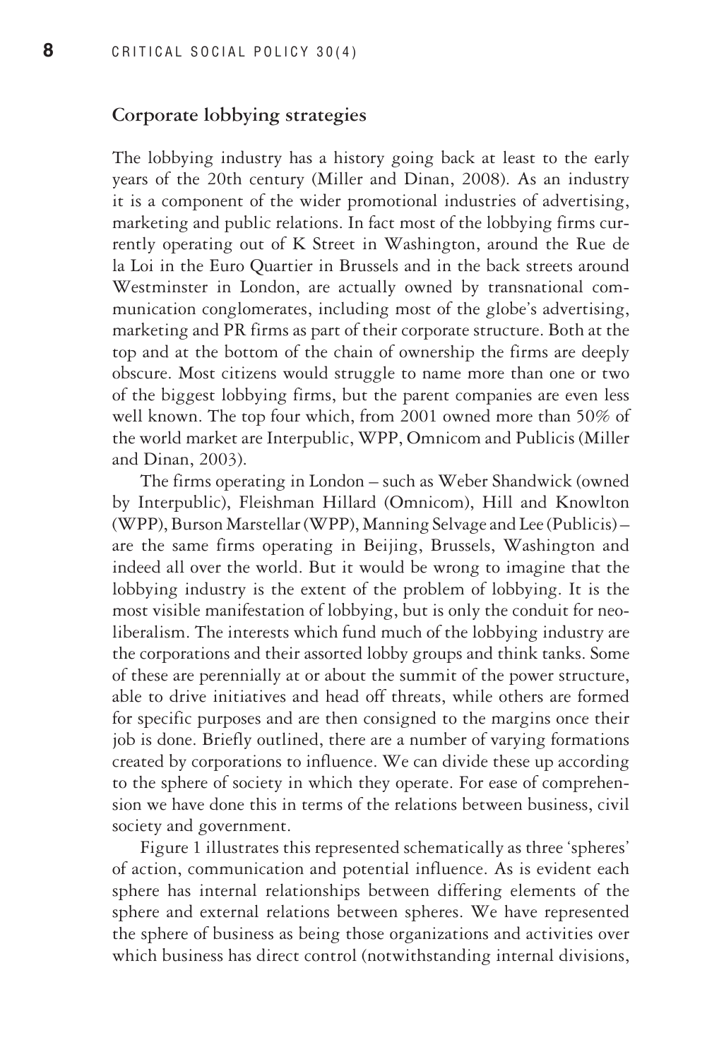## Corporate lobbying strategies

The lobbying industry has a history going back at least to the early years of the 20th century (Miller and Dinan, 2008). As an industry it is a component of the wider promotional industries of advertising, marketing and public relations. In fact most of the lobbying firms currently operating out of K Street in Washington, around the Rue de la Loi in the Euro Quartier in Brussels and in the back streets around Westminster in London, are actually owned by transnational communication conglomerates, including most of the globe's advertising, marketing and PR firms as part of their corporate structure. Both at the top and at the bottom of the chain of ownership the firms are deeply obscure. Most citizens would struggle to name more than one or two of the biggest lobbying firms, but the parent companies are even less well known. The top four which, from 2001 owned more than 50% of the world market are Interpublic, WPP, Omnicom and Publicis (Miller and Dinan, 2003).

The firms operating in London – such as Weber Shandwick (owned by Interpublic), Fleishman Hillard (Omnicom), Hill and Knowlton (WPP), Burson Marstellar (WPP), Manning Selvage and Lee (Publicis) – are the same firms operating in Beijing, Brussels, Washington and indeed all over the world. But it would be wrong to imagine that the lobbying industry is the extent of the problem of lobbying. It is the most visible manifestation of lobbying, but is only the conduit for neoliberalism. The interests which fund much of the lobbying industry are the corporations and their assorted lobby groups and think tanks. Some of these are perennially at or about the summit of the power structure, able to drive initiatives and head off threats, while others are formed for specific purposes and are then consigned to the margins once their job is done. Briefly outlined, there are a number of varying formations created by corporations to influence. We can divide these up according to the sphere of society in which they operate. For ease of comprehension we have done this in terms of the relations between business, civil society and government.

Figure 1 illustrates this represented schematically as three 'spheres' of action, communication and potential influence. As is evident each sphere has internal relationships between differing elements of the sphere and external relations between spheres. We have represented the sphere of business as being those organizations and activities over which business has direct control (notwithstanding internal divisions,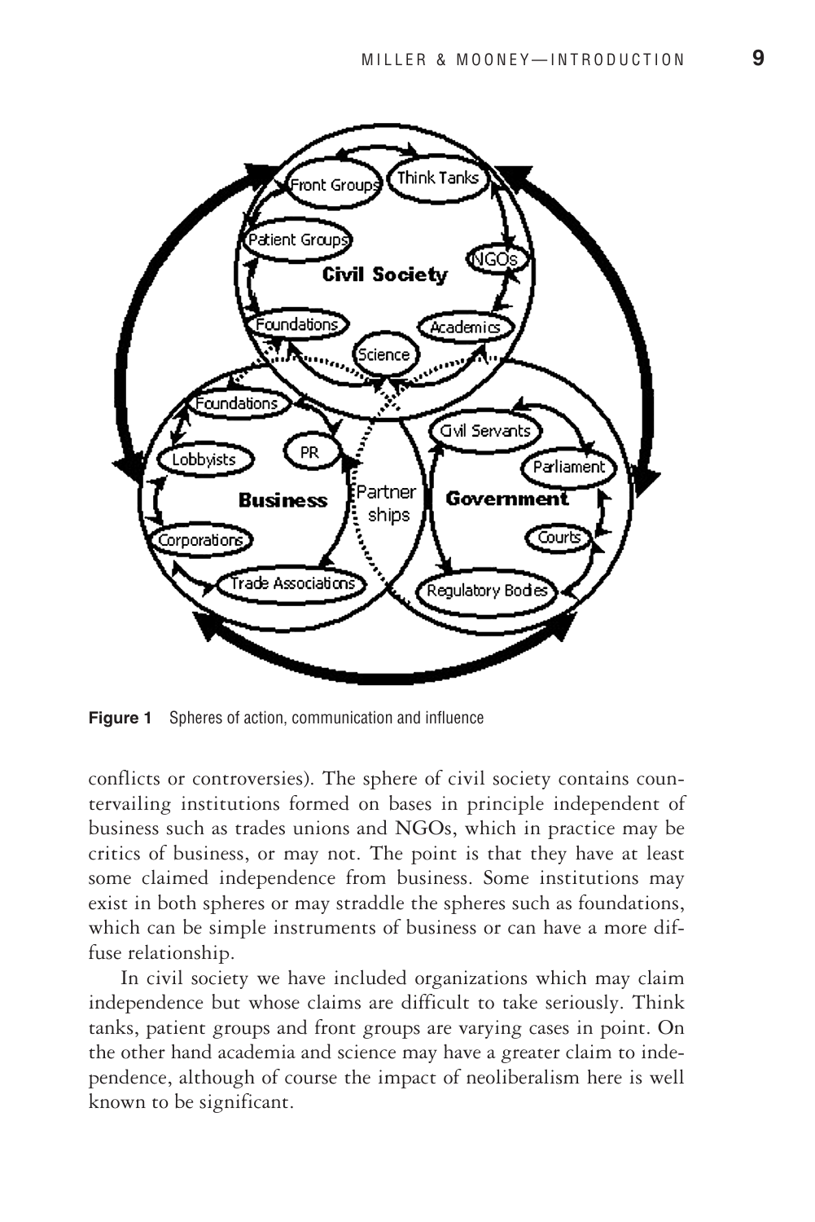Figure 1 Spheres of action, communication and influence

conflicts or controversies). The sphere of civil society contains countervailing institutions formed on bases in principle independent of business such as trades unions and NGOs, which in practice may be critics of business, or may not. The point is that they have at least some claimed independence from business. Some institutions may exist in both spheres or may straddle the spheres such as foundations, which can be simple instruments of business or can have a more diffuse relationship.

In civil society we have included organizations which may claim independence but whose claims are difficult to take seriously. Think tanks, patient groups and front groups are varying cases in point. On the other hand academia and science may have a greater claim to independence, although of course the impact of neoliberalism here is well known to be significant.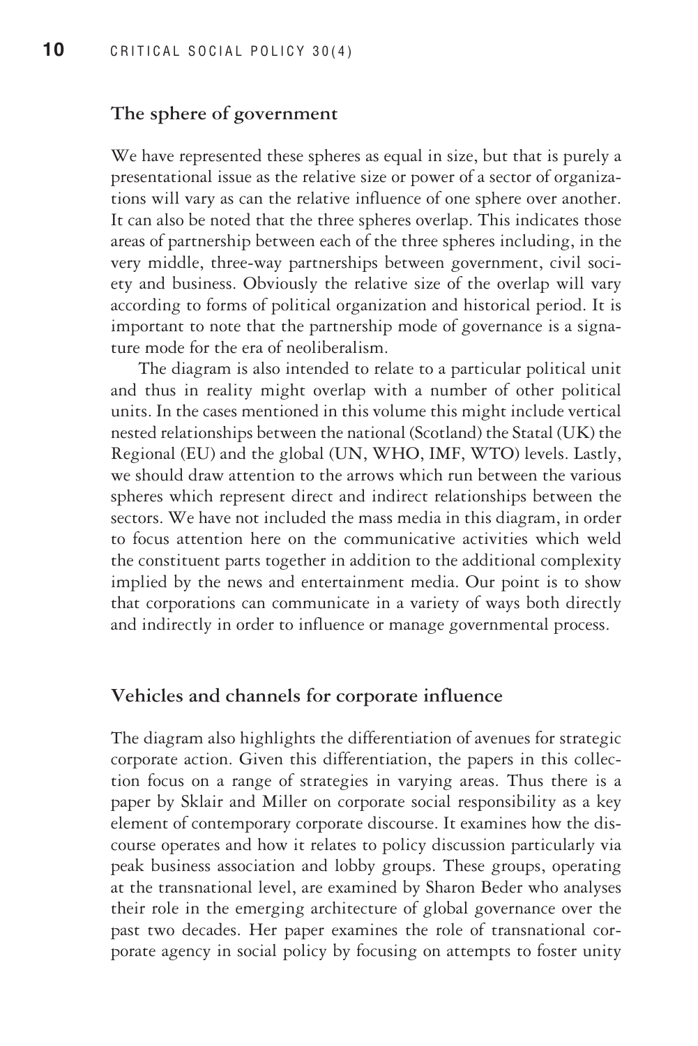## The sphere of government

We have represented these spheres as equal in size, but that is purely a presentational issue as the relative size or power of a sector of organizations will vary as can the relative influence of one sphere over another. It can also be noted that the three spheres overlap. This indicates those areas of partnership between each of the three spheres including, in the very middle, three-way partnerships between government, civil society and business. Obviously the relative size of the overlap will vary according to forms of political organization and historical period. It is important to note that the partnership mode of governance is a signature mode for the era of neoliberalism.

The diagram is also intended to relate to a particular political unit and thus in reality might overlap with a number of other political units. In the cases mentioned in this volume this might include vertical nested relationships between the national (Scotland) the Statal (UK) the Regional (EU) and the global (UN, WHO, IMF, WTO) levels. Lastly, we should draw attention to the arrows which run between the various spheres which represent direct and indirect relationships between the sectors. We have not included the mass media in this diagram, in order to focus attention here on the communicative activities which weld the constituent parts together in addition to the additional complexity implied by the news and entertainment media. Our point is to show that corporations can communicate in a variety of ways both directly and indirectly in order to influence or manage governmental process.

## Vehicles and channels for corporate influence

The diagram also highlights the differentiation of avenues for strategic corporate action. Given this differentiation, the papers in this collection focus on a range of strategies in varying areas. Thus there is a paper by Sklair and Miller on corporate social responsibility as a key element of contemporary corporate discourse. It examines how the discourse operates and how it relates to policy discussion particularly via peak business association and lobby groups. These groups, operating at the transnational level, are examined by Sharon Beder who analyses their role in the emerging architecture of global governance over the past two decades. Her paper examines the role of transnational corporate agency in social policy by focusing on attempts to foster unity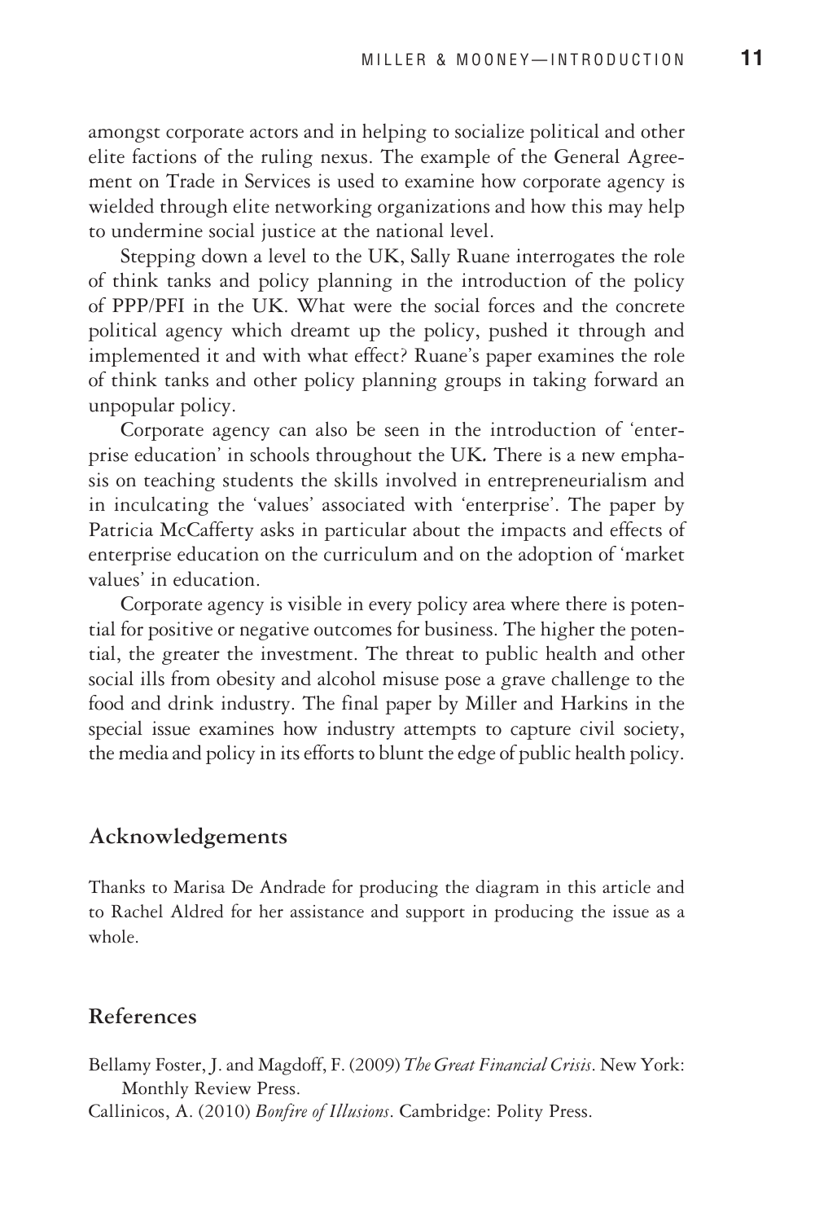amongst corporate actors and in helping to socialize political and other elite factions of the ruling nexus. The example of the General Agreement on Trade in Services is used to examine how corporate agency is wielded through elite networking organizations and how this may help to undermine social justice at the national level.

Stepping down a level to the UK, Sally Ruane interrogates the role of think tanks and policy planning in the introduction of the policy of PPP/PFI in the UK. What were the social forces and the concrete political agency which dreamt up the policy, pushed it through and implemented it and with what effect? Ruane's paper examines the role of think tanks and other policy planning groups in taking forward an unpopular policy.

Corporate agency can also be seen in the introduction of 'enterprise education' in schools throughout the UK. There is a new emphasis on teaching students the skills involved in entrepreneurialism and in inculcating the 'values' associated with 'enterprise'. The paper by Patricia McCafferty asks in particular about the impacts and effects of enterprise education on the curriculum and on the adoption of 'market values' in education.

Corporate agency is visible in every policy area where there is potential for positive or negative outcomes for business. The higher the potential, the greater the investment. The threat to public health and other social ills from obesity and alcohol misuse pose a grave challenge to the food and drink industry. The final paper by Miller and Harkins in the special issue examines how industry attempts to capture civil society, the media and policy in its efforts to blunt the edge of public health policy.

## Acknowledgements

Thanks to Marisa De Andrade for producing the diagram in this article and to Rachel Aldred for her assistance and support in producing the issue as a whole.

## References

Bellamy Foster, J. and Magdoff, F. (2009) *The Great Financial Crisis*. New York: Monthly Review Press.

Callinicos, A. (2010) *Bonfire of Illusions*. Cambridge: Polity Press.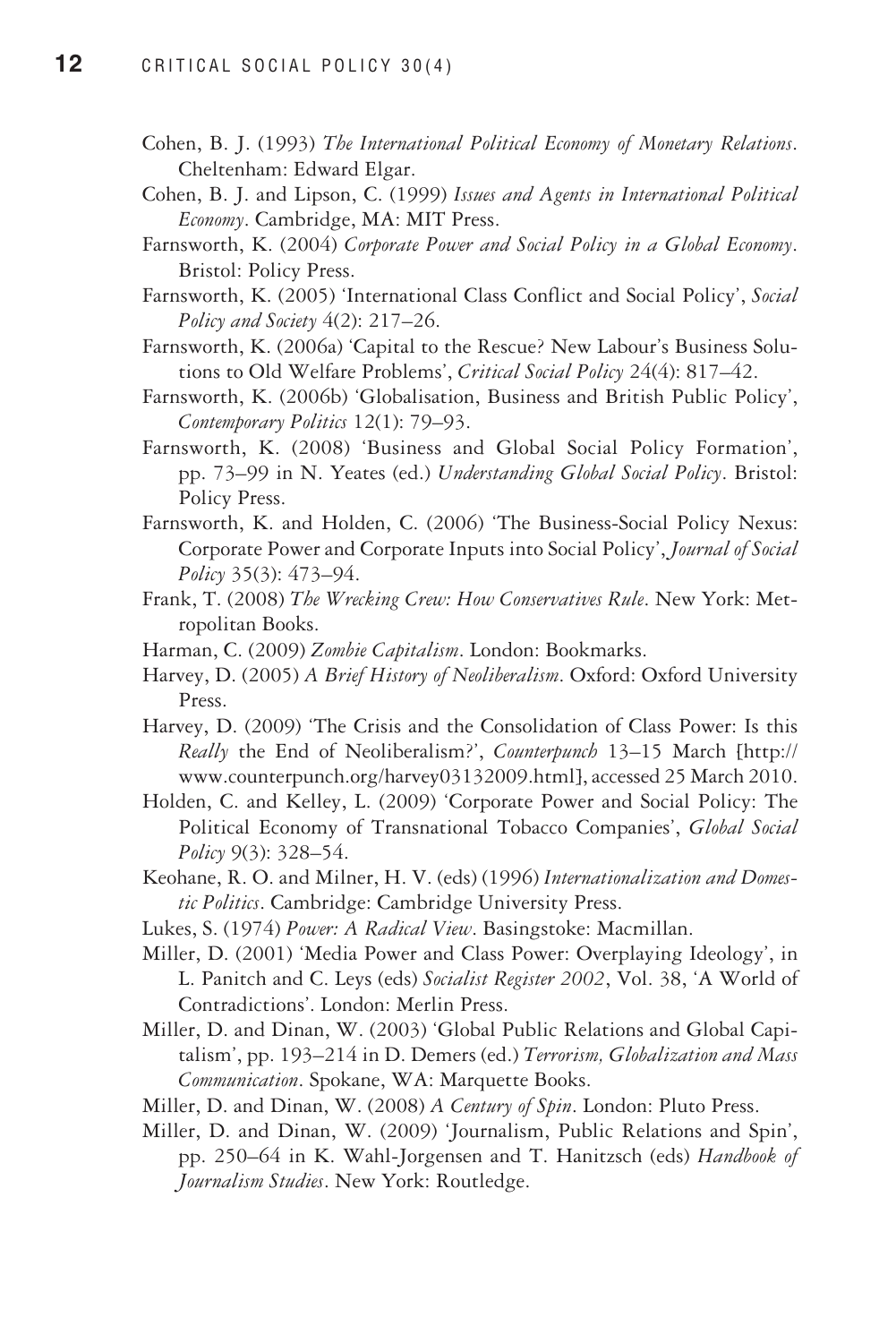Cohen, B. J. (1993) *The International Political Economy of Monetary Relations*. Cheltenham: Edward Elgar.

Cohen, B. J. and Lipson, C. (1999) *Issues and Agents in International Political Economy*. Cambridge, MA: MIT Press.

Farnsworth, K. (2004) *Corporate Power and Social Policy in a Global Economy*. Bristol: Policy Press.

Farnsworth, K. (2005) 'International Class Conflict and Social Policy', *Social Policy and Society* 4(2): 217–26.

Farnsworth, K. (2006a) 'Capital to the Rescue? New Labour's Business Solutions to Old Welfare Problems', *Critical Social Policy* 24(4): 817–42.

Farnsworth, K. (2006b) 'Globalisation, Business and British Public Policy', *Contemporary Politics* 12(1): 79–93.

Farnsworth, K. (2008) 'Business and Global Social Policy Formation', pp. 73–99 in N. Yeates (ed.) *Understanding Global Social Policy*. Bristol: Policy Press.

Farnsworth, K. and Holden, C. (2006) 'The Business-Social Policy Nexus: Corporate Power and Corporate Inputs into Social Policy', *Journal of Social Policy* 35(3): 473–94.

Frank, T. (2008) *The Wrecking Crew: How Conservatives Rule*. New York: Metropolitan Books.

Harman, C. (2009) *Zombie Capitalism*. London: Bookmarks.

Harvey, D. (2005) *A Brief History of Neoliberalism*. Oxford: Oxford University Press.

Harvey, D. (2009) 'The Crisis and the Consolidation of Class Power: Is this *Really* the End of Neoliberalism?', *Counterpunch* 13–15 March [http://www.counterpunch.org/harvey03132009.html], accessed 25 March 2010.

Holden, C. and Kelley, L. (2009) 'Corporate Power and Social Policy: The Political Economy of Transnational Tobacco Companies', *Global Social Policy* 9(3): 328–54.

Keohane, R. O. and Milner, H. V. (eds) (1996) *Internationalization and Domestic Politics*. Cambridge: Cambridge University Press.

Lukes, S. (1974) *Power: A Radical View*. Basingstoke: Macmillan.

Miller, D. (2001) 'Media Power and Class Power: Overplaying Ideology', in L. Panitch and C. Leys (eds) *Socialist Register 2002*, Vol. 38, 'A World of Contradictions'. London: Merlin Press.

Miller, D. and Dinan, W. (2003) 'Global Public Relations and Global Capitalism', pp. 193–214 in D. Demers (ed.) *Terrorism, Globalization and Mass Communication*. Spokane, WA: Marquette Books.

Miller, D. and Dinan, W. (2008) *A Century of Spin*. London: Pluto Press.

Miller, D. and Dinan, W. (2009) 'Journalism, Public Relations and Spin', pp. 250–64 in K. Wahl-Jorgensen and T. Hanitzsch (eds) *Handbook of Journalism Studies*. New York: Routledge.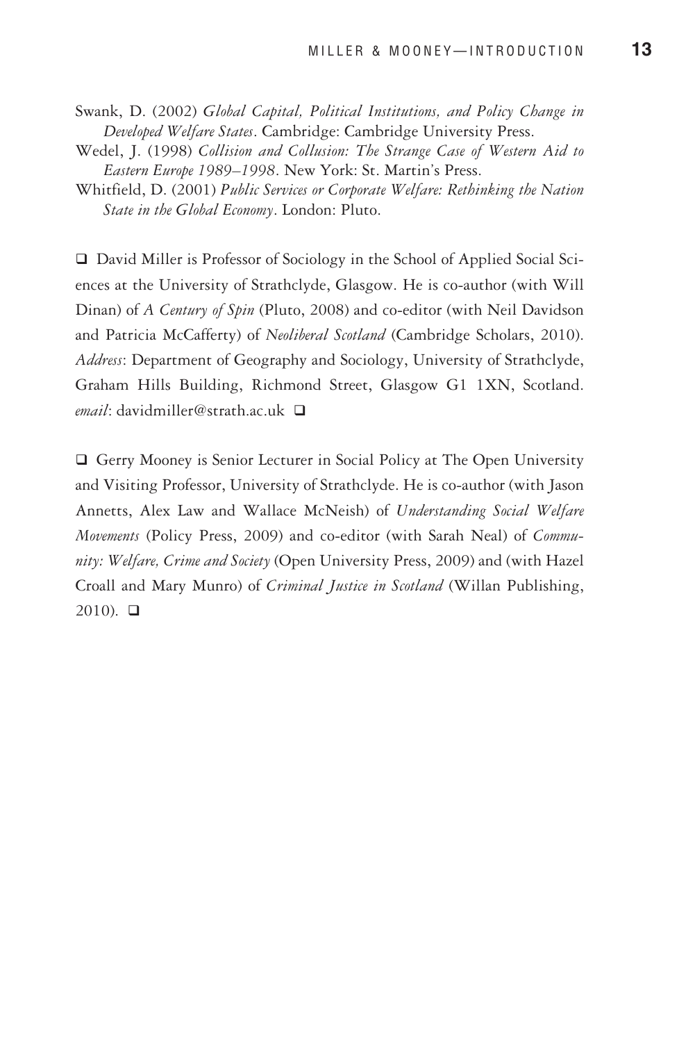Swank, D. (2002) *Global Capital, Political Institutions, and Policy Change in Developed Welfare States*. Cambridge: Cambridge University Press.

Wedel, J. (1998) *Collision and Collusion: The Strange Case of Western Aid to Eastern Europe 1989–1998*. New York: St. Martin's Press.

Whitfield, D. (2001) *Public Services or Corporate Welfare: Rethinking the Nation State in the Global Economy*. London: Pluto.

❑ David Miller is Professor of Sociology in the School of Applied Social Sciences at the University of Strathclyde, Glasgow. He is co-author (with Will Dinan) of *A Century of Spin* (Pluto, 2008) and co-editor (with Neil Davidson and Patricia McCafferty) of *Neoliberal Scotland* (Cambridge Scholars, 2010). *Address*: Department of Geography and Sociology, University of Strathclyde, Graham Hills Building, Richmond Street, Glasgow G1 1XN, Scotland. *email*: davidmiller@strath.ac.uk ❑

❑ Gerry Mooney is Senior Lecturer in Social Policy at The Open University and Visiting Professor, University of Strathclyde. He is co-author (with Jason Annetts, Alex Law and Wallace McNeish) of *Understanding Social Welfare Movements* (Policy Press, 2009) and co-editor (with Sarah Neal) of *Community: Welfare, Crime and Society* (Open University Press, 2009) and (with Hazel Croall and Mary Munro) of *Criminal Justice in Scotland* (Willan Publishing, 2010). ❑